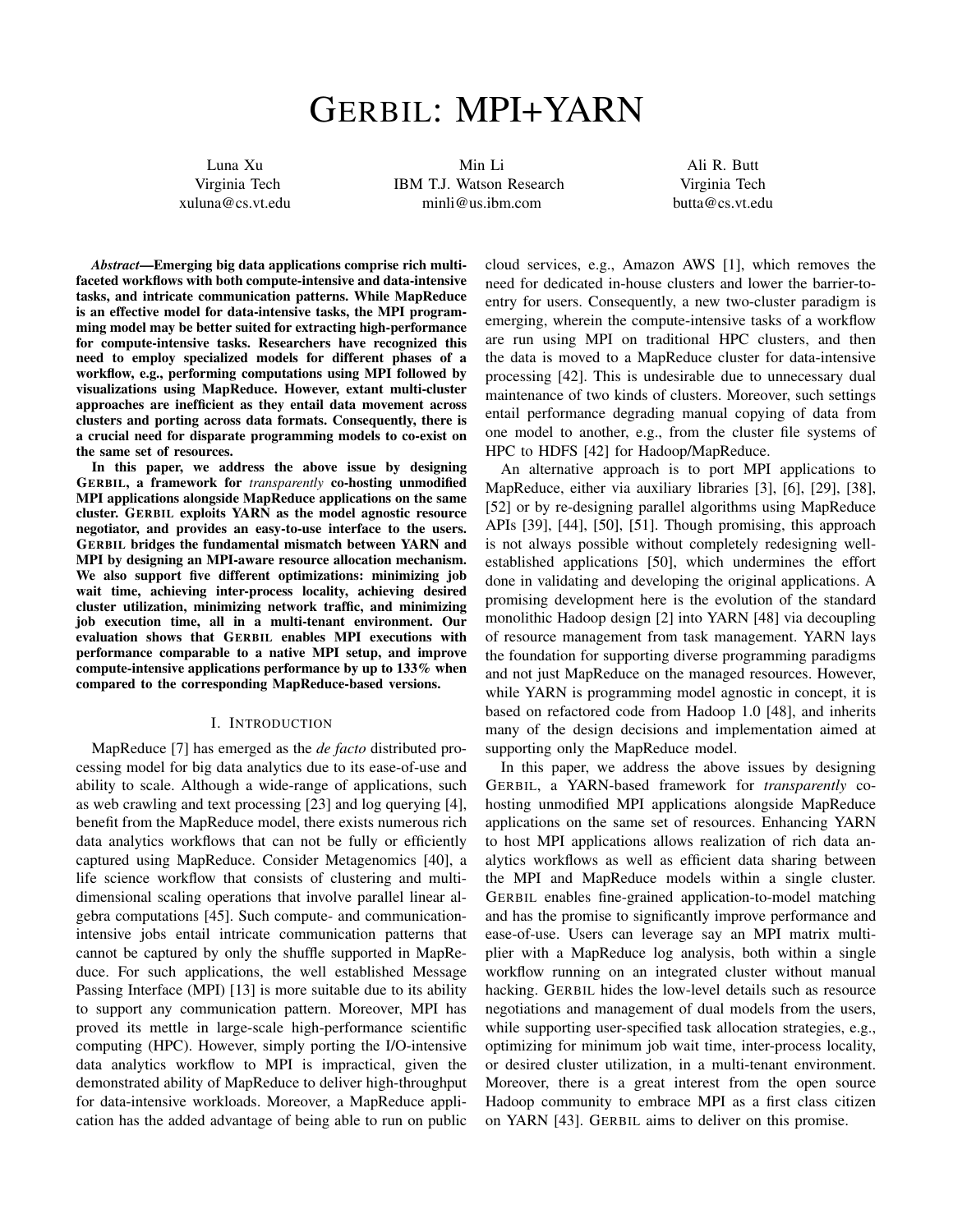# GERBIL: MPI+YARN

Luna Xu
Virginia Tech
xuluna@cs.vt.edu

Min Li
IBM T.J. Watson Research
minli@us.ibm.com

Ali R. Butt
Virginia Tech
butta@cs.vt.edu

***Abstract*—Emerging big data applications comprise rich multi-faceted workflows with both compute-intensive and data-intensive tasks, and intricate communication patterns. While MapReduce is an effective model for data-intensive tasks, the MPI programming model may be better suited for extracting high-performance for compute-intensive tasks. Researchers have recognized this need to employ specialized models for different phases of a workflow, e.g., performing computations using MPI followed by visualizations using MapReduce. However, extant multi-cluster approaches are inefficient as they entail data movement across clusters and porting across data formats. Consequently, there is a crucial need for disparate programming models to co-exist on the same set of resources.**

**In this paper, we address the above issue by designing GERBIL, a framework for *transparently* co-hosting unmodified MPI applications alongside MapReduce applications on the same cluster. GERBIL exploits YARN as the model agnostic resource negotiator, and provides an easy-to-use interface to the users. GERBIL bridges the fundamental mismatch between YARN and MPI by designing an MPI-aware resource allocation mechanism. We also support five different optimizations: minimizing job wait time, achieving inter-process locality, achieving desired cluster utilization, minimizing network traffic, and minimizing job execution time, all in a multi-tenant environment. Our evaluation shows that GERBIL enables MPI executions with performance comparable to a native MPI setup, and improve compute-intensive applications performance by up to 133% when compared to the corresponding MapReduce-based versions.**

## I. Introduction

MapReduce [7] has emerged as the *de facto* distributed processing model for big data analytics due to its ease-of-use and ability to scale. Although a wide-range of applications, such as web crawling and text processing [23] and log querying [4], benefit from the MapReduce model, there exists numerous rich data analytics workflows that can not be fully or efficiently captured using MapReduce. Consider Metagenomics [40], a life science workflow that consists of clustering and multi-dimensional scaling operations that involve parallel linear algebra computations [45]. Such compute- and communication-intensive jobs entail intricate communication patterns that cannot be captured by only the shuffle supported in MapReduce. For such applications, the well established Message Passing Interface (MPI) [13] is more suitable due to its ability to support any communication pattern. Moreover, MPI has proved its mettle in large-scale high-performance scientific computing (HPC). However, simply porting the I/O-intensive data analytics workflow to MPI is impractical, given the demonstrated ability of MapReduce to deliver high-throughput for data-intensive workloads. Moreover, a MapReduce application has the added advantage of being able to run on public cloud services, e.g., Amazon AWS [1], which removes the need for dedicated in-house clusters and lower the barrier-to-entry for users. Consequently, a new two-cluster paradigm is emerging, wherein the compute-intensive tasks of a workflow are run using MPI on traditional HPC clusters, and then the data is moved to a MapReduce cluster for data-intensive processing [42]. This is undesirable due to unnecessary dual maintenance of two kinds of clusters. Moreover, such settings entail performance degrading manual copying of data from one model to another, e.g., from the cluster file systems of HPC to HDFS [42] for Hadoop/MapReduce.

An alternative approach is to port MPI applications to MapReduce, either via auxiliary libraries [3], [6], [29], [38], [52] or by re-designing parallel algorithms using MapReduce APIs [39], [44], [50], [51]. Though promising, this approach is not always possible without completely redesigning well-established applications [50], which undermines the effort done in validating and developing the original applications. A promising development here is the evolution of the standard monolithic Hadoop design [2] into YARN [48] via decoupling of resource management from task management. YARN lays the foundation for supporting diverse programming paradigms and not just MapReduce on the managed resources. However, while YARN is programming model agnostic in concept, it is based on refactored code from Hadoop 1.0 [48], and inherits many of the design decisions and implementation aimed at supporting only the MapReduce model.

In this paper, we address the above issues by designing GERBIL, a YARN-based framework for *transparently* co-hosting unmodified MPI applications alongside MapReduce applications on the same set of resources. Enhancing YARN to host MPI applications allows realization of rich data analytics workflows as well as efficient data sharing between the MPI and MapReduce models within a single cluster. GERBIL enables fine-grained application-to-model matching and has the promise to significantly improve performance and ease-of-use. Users can leverage say an MPI matrix multiplier with a MapReduce log analysis, both within a single workflow running on an integrated cluster without manual hacking. GERBIL hides the low-level details such as resource negotiations and management of dual models from the users, while supporting user-specified task allocation strategies, e.g., optimizing for minimum job wait time, inter-process locality, or desired cluster utilization, in a multi-tenant environment. Moreover, there is a great interest from the open source Hadoop community to embrace MPI as a first class citizen on YARN [43]. GERBIL aims to deliver on this promise.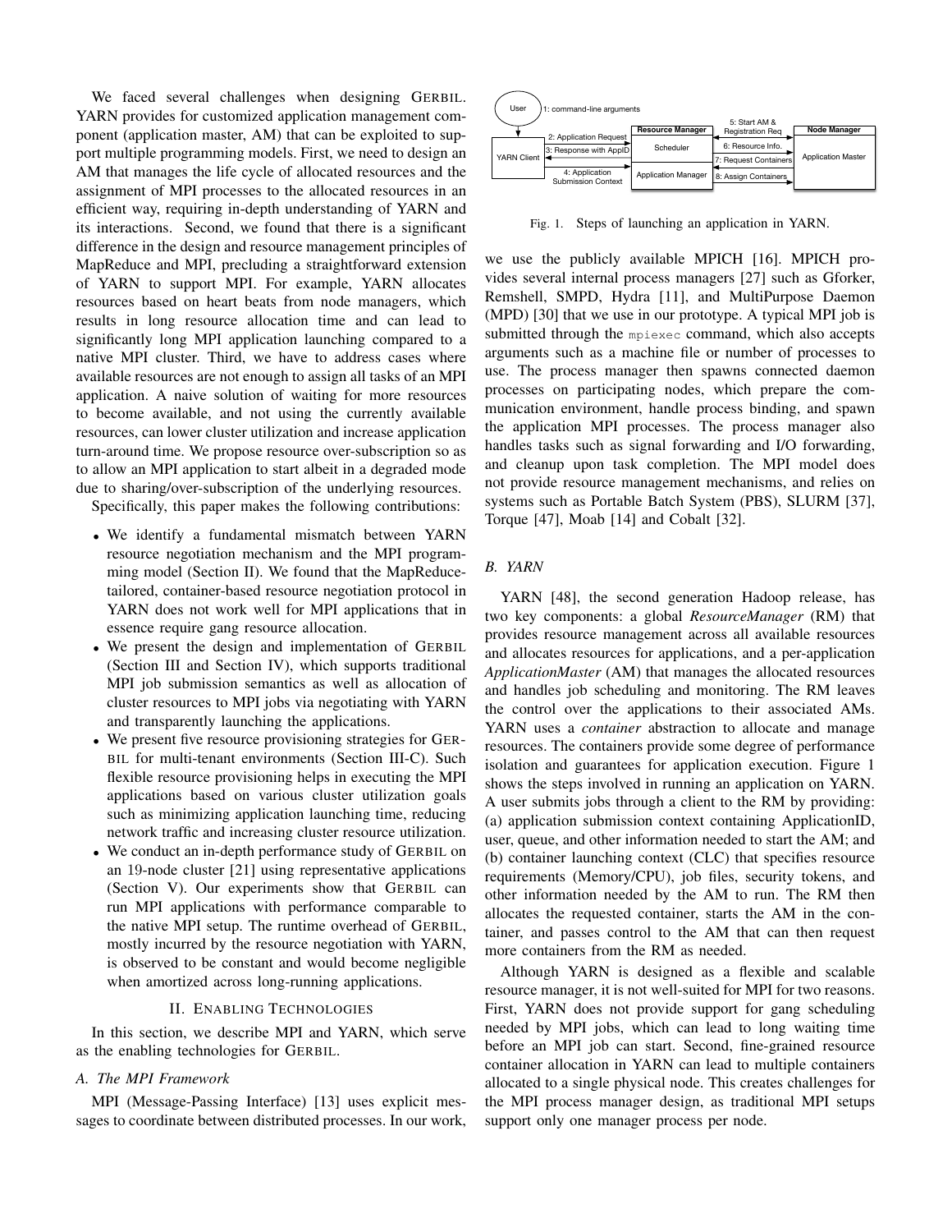We faced several challenges when designing GERBIL. YARN provides for customized application management component (application master, AM) that can be exploited to support multiple programming models. First, we need to design an AM that manages the life cycle of allocated resources and the assignment of MPI processes to the allocated resources in an efficient way, requiring in-depth understanding of YARN and its interactions. Second, we found that there is a significant difference in the design and resource management principles of MapReduce and MPI, precluding a straightforward extension of YARN to support MPI. For example, YARN allocates resources based on heart beats from node managers, which results in long resource allocation time and can lead to significantly long MPI application launching compared to a native MPI cluster. Third, we have to address cases where available resources are not enough to assign all tasks of an MPI application. A naive solution of waiting for more resources to become available, and not using the currently available resources, can lower cluster utilization and increase application turn-around time. We propose resource over-subscription so as to allow an MPI application to start albeit in a degraded mode due to sharing/over-subscription of the underlying resources.

Specifically, this paper makes the following contributions:

- We identify a fundamental mismatch between YARN resource negotiation mechanism and the MPI programming model (Section II). We found that the MapReduce-tailored, container-based resource negotiation protocol in YARN does not work well for MPI applications that in essence require gang resource allocation.
- We present the design and implementation of GERBIL (Section III and Section IV), which supports traditional MPI job submission semantics as well as allocation of cluster resources to MPI jobs via negotiating with YARN and transparently launching the applications.
- We present five resource provisioning strategies for GERBIL for multi-tenant environments (Section III-C). Such flexible resource provisioning helps in executing the MPI applications based on various cluster utilization goals such as minimizing application launching time, reducing network traffic and increasing cluster resource utilization.
- We conduct an in-depth performance study of GERBIL on an 19-node cluster [21] using representative applications (Section V). Our experiments show that GERBIL can run MPI applications with performance comparable to the native MPI setup. The runtime overhead of GERBIL, mostly incurred by the resource negotiation with YARN, is observed to be constant and would become negligible when amortized across long-running applications.

## II. Enabling Technologies

In this section, we describe MPI and YARN, which serve as the enabling technologies for GERBIL.

### A. The MPI Framework

MPI (Message-Passing Interface) [13] uses explicit messages to coordinate between distributed processes. In our work, we use the publicly available MPICH [16]. MPICH provides several internal process managers [27] such as Gforker, Remshell, SMPD, Hydra [11], and MultiPurpose Daemon (MPD) [30] that we use in our prototype. A typical MPI job is submitted through the `mpiexec` command, which also accepts arguments such as a machine file or number of processes to use. The process manager then spawns connected daemon processes on participating nodes, which prepare the communication environment, handle process binding, and spawn the application MPI processes. The process manager also handles tasks such as signal forwarding and I/O forwarding, and cleanup upon task completion. The MPI model does not provide resource management mechanisms, and relies on systems such as Portable Batch System (PBS), SLURM [37], Torque [47], Moab [14] and Cobalt [32].

User
1: command-line arguments
YARN Client
2: Application Request
3: Response with AppID
4: Application Submission Context
Resource Manager
Scheduler
Application Manager
5: Start AM & Registration Req
6: Resource Info.
7: Request Containers
8: Assign Containers
Node Manager
Application Master

Fig. 1. Steps of launching an application in YARN.

### B. YARN

YARN [48], the second generation Hadoop release, has two key components: a global *ResourceManager* (RM) that provides resource management across all available resources and allocates resources for applications, and a per-application *ApplicationMaster* (AM) that manages the allocated resources and handles job scheduling and monitoring. The RM leaves the control over the applications to their associated AMs. YARN uses a *container* abstraction to allocate and manage resources. The containers provide some degree of performance isolation and guarantees for application execution. Figure 1 shows the steps involved in running an application on YARN. A user submits jobs through a client to the RM by providing: (a) application submission context containing ApplicationID, user, queue, and other information needed to start the AM; and (b) container launching context (CLC) that specifies resource requirements (Memory/CPU), job files, security tokens, and other information needed by the AM to run. The RM then allocates the requested container, starts the AM in the container, and passes control to the AM that can then request more containers from the RM as needed.

Although YARN is designed as a flexible and scalable resource manager, it is not well-suited for MPI for two reasons. First, YARN does not provide support for gang scheduling needed by MPI jobs, which can lead to long waiting time before an MPI job can start. Second, fine-grained resource container allocation in YARN can lead to multiple containers allocated to a single physical node. This creates challenges for the MPI process manager design, as traditional MPI setups support only one manager process per node.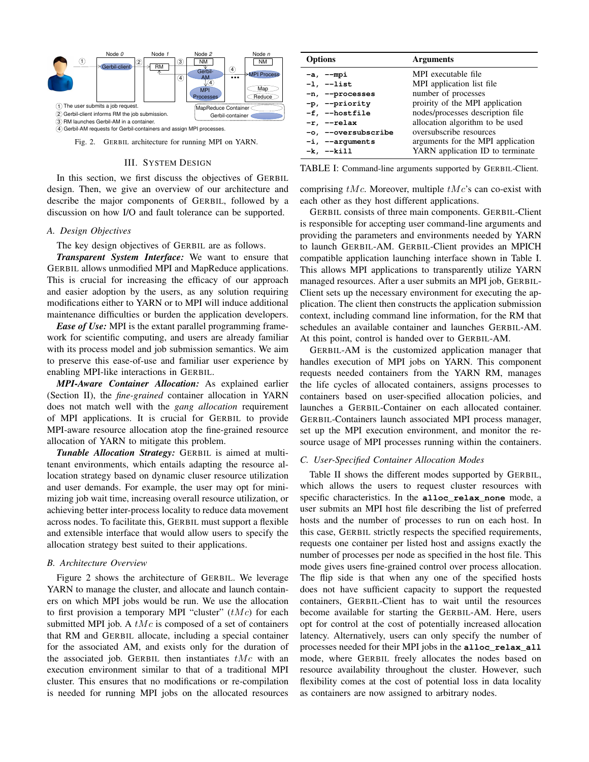Fig. 2. GERBIL architecture for running MPI on YARN.

## III. SYSTEM DESIGN

In this section, we first discuss the objectives of GERBIL design. Then, we give an overview of our architecture and describe the major components of GERBIL, followed by a discussion on how I/O and fault tolerance can be supported.

### A. Design Objectives

The key design objectives of GERBIL are as follows.

***Transparent System Interface:*** We want to ensure that GERBIL allows unmodified MPI and MapReduce applications. This is crucial for increasing the efficacy of our approach and easier adoption by the users, as any solution requiring modifications either to YARN or to MPI will induce additional maintenance difficulties or burden the application developers.

***Ease of Use:*** MPI is the extant parallel programming framework for scientific computing, and users are already familiar with its process model and job submission semantics. We aim to preserve this ease-of-use and familiar user experience by enabling MPI-like interactions in GERBIL.

***MPI-Aware Container Allocation:*** As explained earlier (Section II), the *fine-grained* container allocation in YARN does not match well with the *gang allocation* requirement of MPI applications. It is crucial for GERBIL to provide MPI-aware resource allocation atop the fine-grained resource allocation of YARN to mitigate this problem.

***Tunable Allocation Strategy:*** GERBIL is aimed at multi-tenant environments, which entails adapting the resource allocation strategy based on dynamic cluser resource utilization and user demands. For example, the user may opt for minimizing job wait time, increasing overall resource utilization, or achieving better inter-process locality to reduce data movement across nodes. To facilitate this, GERBIL must support a flexible and extensible interface that would allow users to specify the allocation strategy best suited to their applications.

### B. Architecture Overview

Figure 2 shows the architecture of GERBIL. We leverage YARN to manage the cluster, and allocate and launch containers on which MPI jobs would be run. We use the allocation to first provision a temporary MPI "cluster" ($tMc$) for each submitted MPI job. A $tMc$ is composed of a set of containers that RM and GERBIL allocate, including a special container for the associated AM, and exists only for the duration of the associated job. GERBIL then instantiates $tMc$ with an execution environment similar to that of a traditional MPI cluster. This ensures that no modifications or re-compilation is needed for running MPI jobs on the allocated resources comprising $tMc$. Moreover, multiple $tMc$'s can co-exist with each other as they host different applications.

| Options | Arguments |
|---|---|
| **-a, --mpi** | MPI executable file |
| **-l, --list** | MPI application list file |
| **-n, --processes** | number of processes |
| **-p, --priority** | proirity of the MPI application |
| **-f, --hostfile** | nodes/processes description file |
| **-r, --relax** | allocation algorithm to be used |
| **-o, --oversubscribe** | oversubscribe resources |
| **-i, --arguments** | arguments for the MPI application |
| **-k, --kill** | YARN application ID to terminate |

TABLE I: Command-line arguments supported by GERBIL-Client.

GERBIL consists of three main components. GERBIL-Client is responsible for accepting user command-line arguments and providing the parameters and environments needed by YARN to launch GERBIL-AM. GERBIL-Client provides an MPICH compatible application launching interface shown in Table I. This allows MPI applications to transparently utilize YARN managed resources. After a user submits an MPI job, GERBIL-Client sets up the necessary environment for executing the application. The client then constructs the application submission context, including command line information, for the RM that schedules an available container and launches GERBIL-AM. At this point, control is handed over to GERBIL-AM.

GERBIL-AM is the customized application manager that handles execution of MPI jobs on YARN. This component requests needed containers from the YARN RM, manages the life cycles of allocated containers, assigns processes to containers based on user-specified allocation policies, and launches a GERBIL-Container on each allocated container. GERBIL-Containers launch associated MPI process manager, set up the MPI execution environment, and monitor the resource usage of MPI processes running within the containers.

### C. User-Specified Container Allocation Modes

Table II shows the different modes supported by GERBIL, which allows the users to request cluster resources with specific characteristics. In the **alloc_relax_none** mode, a user submits an MPI host file describing the list of preferred hosts and the number of processes to run on each host. In this case, GERBIL strictly respects the specified requirements, requests one container per listed host and assigns exactly the number of processes per node as specified in the host file. This mode gives users fine-grained control over process allocation. The flip side is that when any one of the specified hosts does not have sufficient capacity to support the requested containers, GERBIL-Client has to wait until the resources become available for starting the GERBIL-AM. Here, users opt for control at the cost of potentially increased allocation latency. Alternatively, users can only specify the number of processes needed for their MPI jobs in the **alloc_relax_all** mode, where GERBIL freely allocates the nodes based on resource availability throughout the cluster. However, such flexibility comes at the cost of potential loss in data locality as containers are now assigned to arbitrary nodes.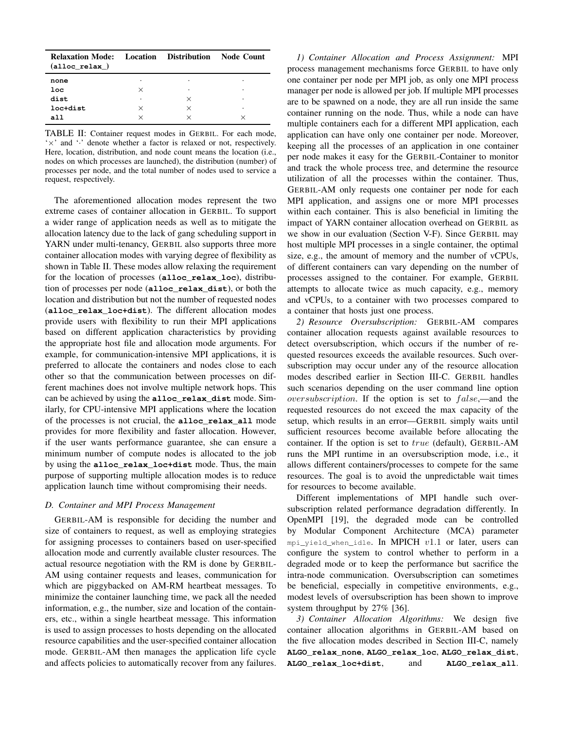| **Relaxation Mode: (alloc_relax_)** | **Location** | **Distribution** | **Node Count** |
|---|---|---|---|
| **none** | · | · | · |
| **loc** | × | · | · |
| **dist** | · | × | · |
| **loc+dist** | × | × | · |
| **all** | × | × | × |

TABLE II: Container request modes in GERBIL. For each mode, '×' and '·' denote whether a factor is relaxed or not, respectively. Here, location, distribution, and node count means the location (i.e., nodes on which processes are launched), the distribution (number) of processes per node, and the total number of nodes used to service a request, respectively.

The aforementioned allocation modes represent the two extreme cases of container allocation in GERBIL. To support a wider range of application needs as well as to mitigate the allocation latency due to the lack of gang scheduling support in YARN under multi-tenancy, GERBIL also supports three more container allocation modes with varying degree of flexibility as shown in Table II. These modes allow relaxing the requirement for the location of processes (**alloc_relax_loc**), distribution of processes per node (**alloc_relax_dist**), or both the location and distribution but not the number of requested nodes (**alloc_relax_loc+dist**). The different allocation modes provide users with flexibility to run their MPI applications based on different application characteristics by providing the appropriate host file and allocation mode arguments. For example, for communication-intensive MPI applications, it is preferred to allocate the containers and nodes close to each other so that the communication between processes on different machines does not involve multiple network hops. This can be achieved by using the **alloc_relax_dist** mode. Similarly, for CPU-intensive MPI applications where the location of the processes is not crucial, the **alloc_relax_all** mode provides for more flexibility and faster allocation. However, if the user wants performance guarantee, she can ensure a minimum number of compute nodes is allocated to the job by using the **alloc_relax_loc+dist** mode. Thus, the main purpose of supporting multiple allocation modes is to reduce application launch time without compromising their needs.

### D. Container and MPI Process Management

GERBIL-AM is responsible for deciding the number and size of containers to request, as well as employing strategies for assigning processes to containers based on user-specified allocation mode and currently available cluster resources. The actual resource negotiation with the RM is done by GERBIL-AM using container requests and leases, communication for which are piggybacked on AM-RM heartbeat messages. To minimize the container launching time, we pack all the needed information, e.g., the number, size and location of the containers, etc., within a single heartbeat message. This information is used to assign processes to hosts depending on the allocated resource capabilities and the user-specified container allocation mode. GERBIL-AM then manages the application life cycle and affects policies to automatically recover from any failures.

*1) Container Allocation and Process Assignment:* MPI process management mechanisms force GERBIL to have only one container per node per MPI job, as only one MPI process manager per node is allowed per job. If multiple MPI processes are to be spawned on a node, they are all run inside the same container running on the node. Thus, while a node can have multiple containers each for a different MPI application, each application can have only one container per node. Moreover, keeping all the processes of an application in one container per node makes it easy for the GERBIL-Container to monitor and track the whole process tree, and determine the resource utilization of all the processes within the container. Thus, GERBIL-AM only requests one container per node for each MPI application, and assigns one or more MPI processes within each container. This is also beneficial in limiting the impact of YARN container allocation overhead on GERBIL as we show in our evaluation (Section V-F). Since GERBIL may host multiple MPI processes in a single container, the optimal size, e.g., the amount of memory and the number of vCPUs, of different containers can vary depending on the number of processes assigned to the container. For example, GERBIL attempts to allocate twice as much capacity, e.g., memory and vCPUs, to a container with two processes compared to a container that hosts just one process.

*2) Resource Oversubscription:* GERBIL-AM compares container allocation requests against available resources to detect oversubscription, which occurs if the number of requested resources exceeds the available resources. Such oversubscription may occur under any of the resource allocation modes described earlier in Section III-C. GERBIL handles such scenarios depending on the user command line option $oversubscription$. If the option is set to $false$,—and the requested resources do not exceed the max capacity of the setup, which results in an error—GERBIL simply waits until sufficient resources become available before allocating the container. If the option is set to $true$ (default), GERBIL-AM runs the MPI runtime in an oversubscription mode, i.e., it allows different containers/processes to compete for the same resources. The goal is to avoid the unpredictable wait times for resources to become available.

Different implementations of MPI handle such oversubscription related performance degradation differently. In OpenMPI [19], the degraded mode can be controlled by Modular Component Architecture (MCA) parameter `mpi_yield_when_idle`. In MPICH $v1.1$ or later, users can configure the system to control whether to perform in a degraded mode or to keep the performance but sacrifice the intra-node communication. Oversubscription can sometimes be beneficial, especially in competitive environments, e.g., modest levels of oversubscription has been shown to improve system throughput by 27% [36].

*3) Container Allocation Algorithms:* We design five container allocation algorithms in GERBIL-AM based on the five allocation modes described in Section III-C, namely **ALGO_relax_none**, **ALGO_relax_loc**, **ALGO_relax_dist**, **ALGO_relax_loc+dist**, and **ALGO_relax_all**.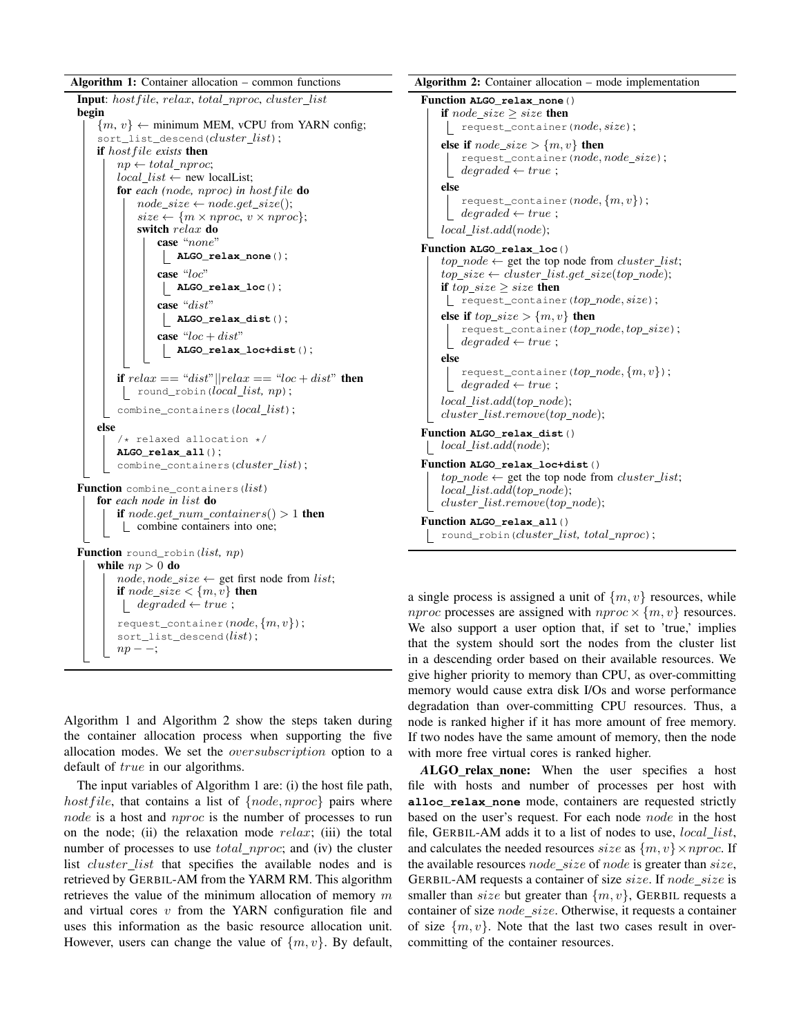**Algorithm 1:** Container allocation – common functions

```
Input: hostfile, relax, total_nproc, cluster_list
begin
    {m, v} ← minimum MEM, vCPU from YARN config;
    sort_list_descend(cluster_list);
    if hostfile exists then
        np ← total_nproc;
        local_list ← new localList;
        for each (node, nproc) in hostfile do
            node_size ← node.get_size();
            size ← {m × nproc, v × nproc};
            switch relax do
                case "none"
                    ALGO_relax_none();
                case "loc"
                    ALGO_relax_loc();
                case "dist"
                    ALGO_relax_dist();
                case "loc + dist"
                    ALGO_relax_loc+dist();
        if relax == "dist"||relax == "loc + dist" then
            round_robin(local_list, np);
        combine_containers(local_list);
    else
        /* relaxed allocation */
        ALGO_relax_all();
        combine_containers(cluster_list);

Function combine_containers(list)
    for each node in list do
        if node.get_num_containers() > 1 then
            combine containers into one;

Function round_robin(list, np)
    while np > 0 do
        node, node_size ← get first node from list;
        if node_size < {m, v} then
            degraded ← true ;
        request_container(node, {m, v});
        sort_list_descend(list);
        np − −;
```

**Algorithm 2:** Container allocation – mode implementation

```
Function ALGO_relax_none()
    if node_size ≥ size then
        request_container(node, size);
    else if node_size > {m, v} then
        request_container(node, node_size);
        degraded ← true ;
    else
        request_container(node, {m, v});
        degraded ← true ;
    local_list.add(node);

Function ALGO_relax_loc()
    top_node ← get the top node from cluster_list;
    top_size ← cluster_list.get_size(top_node);
    if top_size ≥ size then
        request_container(top_node, size);
    else if top_size > {m, v} then
        request_container(top_node, top_size);
        degraded ← true ;
    else
        request_container(top_node, {m, v});
        degraded ← true ;
    local_list.add(top_node);
    cluster_list.remove(top_node);

Function ALGO_relax_dist()
    local_list.add(node);

Function ALGO_relax_loc+dist()
    top_node ← get the top node from cluster_list;
    local_list.add(top_node);
    cluster_list.remove(top_node);

Function ALGO_relax_all()
    round_robin(cluster_list, total_nproc);
```

Algorithm 1 and Algorithm 2 show the steps taken during the container allocation process when supporting the five allocation modes. We set the *oversubscription* option to a default of *true* in our algorithms.

The input variables of Algorithm 1 are: (i) the host file path, *hostfile*, that contains a list of $\{node, nproc\}$ pairs where *node* is a host and *nproc* is the number of processes to run on the node; (ii) the relaxation mode *relax*; (iii) the total number of processes to use *total_nproc*; and (iv) the cluster list *cluster_list* that specifies the available nodes and is retrieved by GERBIL-AM from the YARM RM. This algorithm retrieves the value of the minimum allocation of memory $m$ and virtual cores $v$ from the YARN configuration file and uses this information as the basic resource allocation unit. However, users can change the value of $\{m, v\}$. By default, a single process is assigned a unit of $\{m, v\}$ resources, while *nproc* processes are assigned with $nproc \times \{m, v\}$ resources. We also support a user option that, if set to 'true,' implies that the system should sort the nodes from the cluster list in a descending order based on their available resources. We give higher priority to memory than CPU, as over-committing memory would cause extra disk I/Os and worse performance degradation than over-committing CPU resources. Thus, a node is ranked higher if it has more amount of free memory. If two nodes have the same amount of memory, then the node with more free virtual cores is ranked higher.

***ALGO_relax_none:*** When the user specifies a host file with hosts and number of processes per host with **alloc_relax_none** mode, containers are requested strictly based on the user's request. For each node *node* in the host file, GERBIL-AM adds it to a list of nodes to use, *local_list*, and calculates the needed resources *size* as $\{m, v\} \times nproc$. If the available resources *node_size* of *node* is greater than *size*, GERBIL-AM requests a container of size *size*. If *node_size* is smaller than *size* but greater than $\{m, v\}$, GERBIL requests a container of size *node_size*. Otherwise, it requests a container of size $\{m, v\}$. Note that the last two cases result in over-committing of the container resources.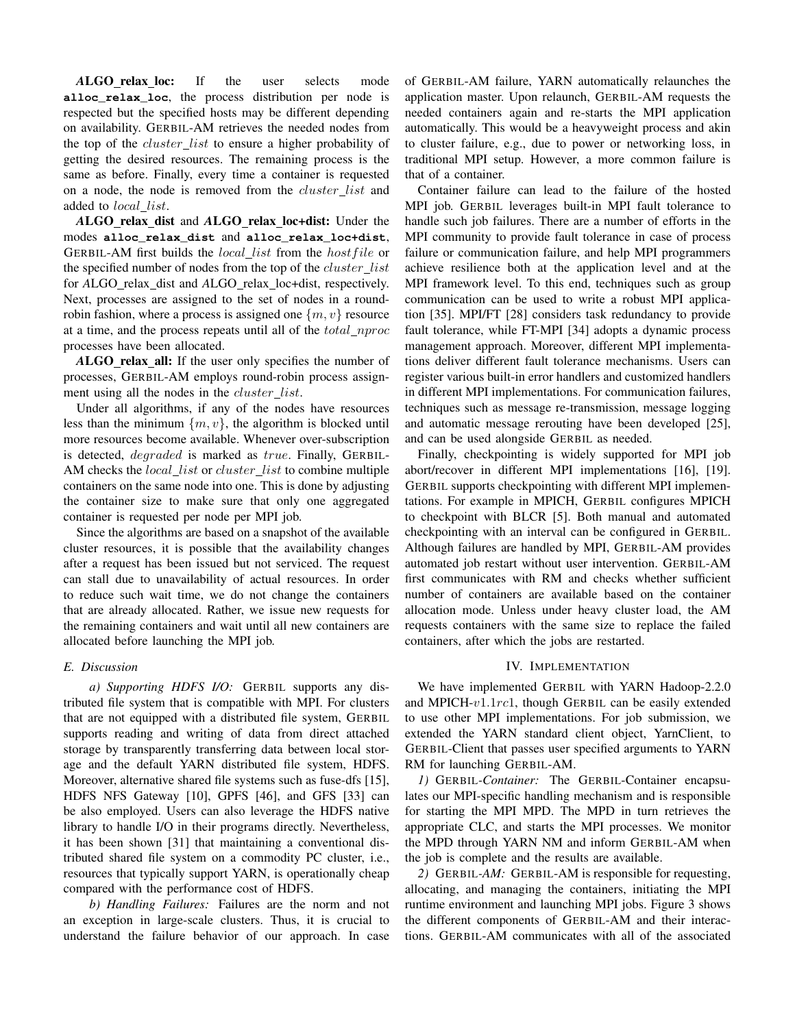**ALGO_relax_loc:** If the user selects mode **alloc_relax_loc**, the process distribution per node is respected but the specified hosts may be different depending on availability. GERBIL-AM retrieves the needed nodes from the top of the $cluster\_list$ to ensure a higher probability of getting the desired resources. The remaining process is the same as before. Finally, every time a container is requested on a node, the node is removed from the $cluster\_list$ and added to $local\_list$.

**ALGO_relax_dist and ALGO_relax_loc+dist:** Under the modes **alloc_relax_dist** and **alloc_relax_loc+dist**, GERBIL-AM first builds the $local\_list$ from the $hostfile$ or the specified number of nodes from the top of the $cluster\_list$ for ALGO_relax_dist and ALGO_relax_loc+dist, respectively. Next, processes are assigned to the set of nodes in a round-robin fashion, where a process is assigned one $\{m, v\}$ resource at a time, and the process repeats until all of the $total\_nproc$ processes have been allocated.

**ALGO_relax_all:** If the user only specifies the number of processes, GERBIL-AM employs round-robin process assignment using all the nodes in the $cluster\_list$.

Under all algorithms, if any of the nodes have resources less than the minimum $\{m, v\}$, the algorithm is blocked until more resources become available. Whenever over-subscription is detected, $degraded$ is marked as $true$. Finally, GERBIL-AM checks the $local\_list$ or $cluster\_list$ to combine multiple containers on the same node into one. This is done by adjusting the container size to make sure that only one aggregated container is requested per node per MPI job.

Since the algorithms are based on a snapshot of the available cluster resources, it is possible that the availability changes after a request has been issued but not serviced. The request can stall due to unavailability of actual resources. In order to reduce such wait time, we do not change the containers that are already allocated. Rather, we issue new requests for the remaining containers and wait until all new containers are allocated before launching the MPI job.

### E. Discussion

*a) Supporting HDFS I/O:* GERBIL supports any distributed file system that is compatible with MPI. For clusters that are not equipped with a distributed file system, GERBIL supports reading and writing of data from direct attached storage by transparently transferring data between local storage and the default YARN distributed file system, HDFS. Moreover, alternative shared file systems such as fuse-dfs [15], HDFS NFS Gateway [10], GPFS [46], and GFS [33] can be also employed. Users can also leverage the HDFS native library to handle I/O in their programs directly. Nevertheless, it has been shown [31] that maintaining a conventional distributed shared file system on a commodity PC cluster, i.e., resources that typically support YARN, is operationally cheap compared with the performance cost of HDFS.

*b) Handling Failures:* Failures are the norm and not an exception in large-scale clusters. Thus, it is crucial to understand the failure behavior of our approach. In case of GERBIL-AM failure, YARN automatically relaunches the application master. Upon relaunch, GERBIL-AM requests the needed containers again and re-starts the MPI application automatically. This would be a heavyweight process and akin to cluster failure, e.g., due to power or networking loss, in traditional MPI setup. However, a more common failure is that of a container.

Container failure can lead to the failure of the hosted MPI job. GERBIL leverages built-in MPI fault tolerance to handle such job failures. There are a number of efforts in the MPI community to provide fault tolerance in case of process failure or communication failure, and help MPI programmers achieve resilience both at the application level and at the MPI framework level. To this end, techniques such as group communication can be used to write a robust MPI application [35]. MPI/FT [28] considers task redundancy to provide fault tolerance, while FT-MPI [34] adopts a dynamic process management approach. Moreover, different MPI implementations deliver different fault tolerance mechanisms. Users can register various built-in error handlers and customized handlers in different MPI implementations. For communication failures, techniques such as message re-transmission, message logging and automatic message rerouting have been developed [25], and can be used alongside GERBIL as needed.

Finally, checkpointing is widely supported for MPI job abort/recover in different MPI implementations [16], [19]. GERBIL supports checkpointing with different MPI implementations. For example in MPICH, GERBIL configures MPICH to checkpoint with BLCR [5]. Both manual and automated checkpointing with an interval can be configured in GERBIL. Although failures are handled by MPI, GERBIL-AM provides automated job restart without user intervention. GERBIL-AM first communicates with RM and checks whether sufficient number of containers are available based on the container allocation mode. Unless under heavy cluster load, the AM requests containers with the same size to replace the failed containers, after which the jobs are restarted.

## IV. IMPLEMENTATION

We have implemented GERBIL with YARN Hadoop-2.2.0 and MPICH-$v1.1rc1$, though GERBIL can be easily extended to use other MPI implementations. For job submission, we extended the YARN standard client object, YarnClient, to GERBIL-Client that passes user specified arguments to YARN RM for launching GERBIL-AM.

*1) GERBIL-Container:* The GERBIL-Container encapsulates our MPI-specific handling mechanism and is responsible for starting the MPI MPD. The MPD in turn retrieves the appropriate CLC, and starts the MPI processes. We monitor the MPD through YARN NM and inform GERBIL-AM when the job is complete and the results are available.

*2) GERBIL-AM:* GERBIL-AM is responsible for requesting, allocating, and managing the containers, initiating the MPI runtime environment and launching MPI jobs. Figure 3 shows the different components of GERBIL-AM and their interactions. GERBIL-AM communicates with all of the associated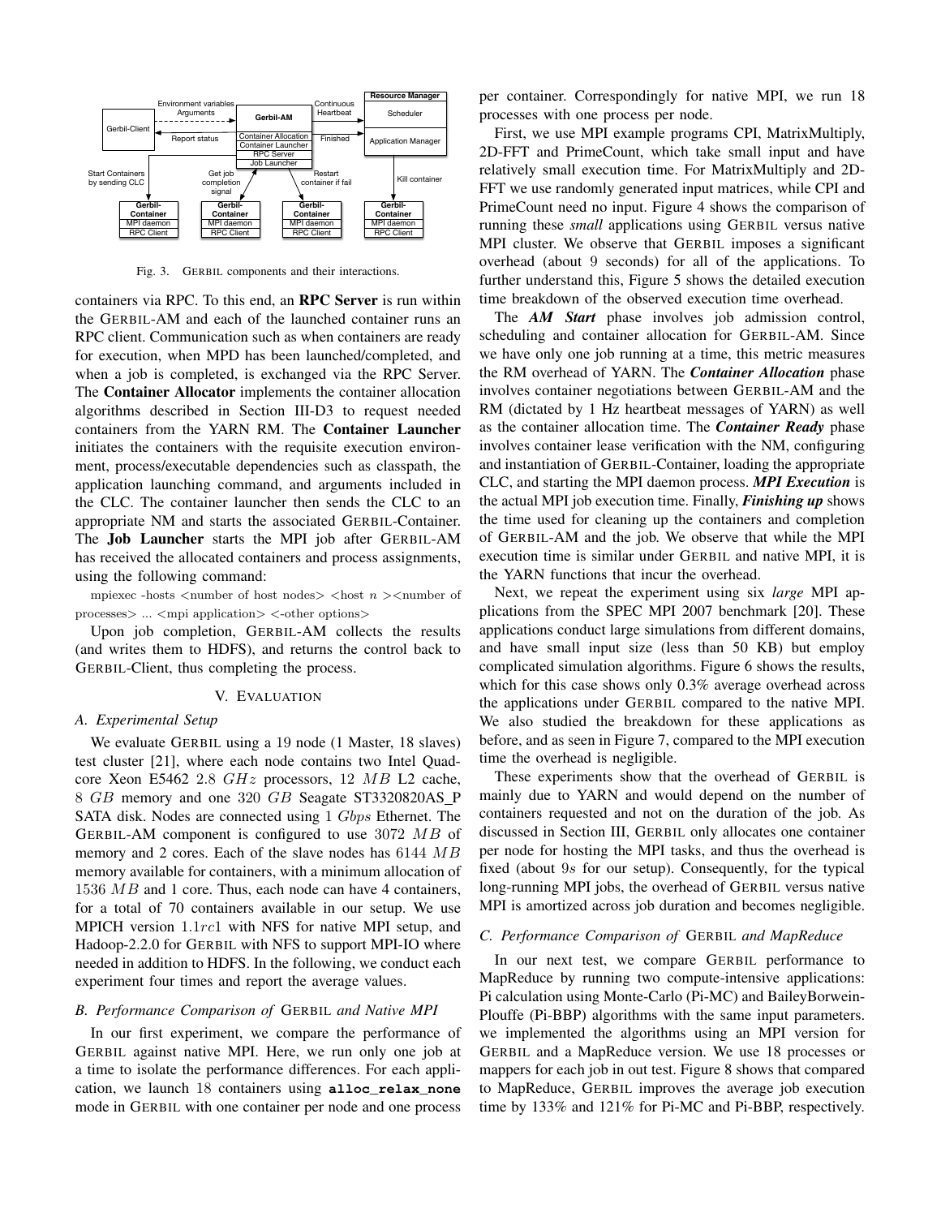Fig. 3. GERBIL components and their interactions.

containers via RPC. To this end, an **RPC Server** is run within the GERBIL-AM and each of the launched container runs an RPC client. Communication such as when containers are ready for execution, when MPD has been launched/completed, and when a job is completed, is exchanged via the RPC Server. The **Container Allocator** implements the container allocation algorithms described in Section III-D3 to request needed containers from the YARN RM. The **Container Launcher** initiates the containers with the requisite execution environment, process/executable dependencies such as classpath, the application launching command, and arguments included in the CLC. The container launcher then sends the CLC to an appropriate NM and starts the associated GERBIL-Container. The **Job Launcher** starts the MPI job after GERBIL-AM has received the allocated containers and process assignments, using the following command:

mpiexec -hosts <number of host nodes> <host $n$ ><number of processes> ... <mpi application> <-other options>

Upon job completion, GERBIL-AM collects the results (and writes them to HDFS), and returns the control back to GERBIL-Client, thus completing the process.

## V. EVALUATION

### A. Experimental Setup

We evaluate GERBIL using a 19 node (1 Master, 18 slaves) test cluster [21], where each node contains two Intel Quad-core Xeon E5462 2.8 $GHz$ processors, 12 $MB$ L2 cache, 8 $GB$ memory and one 320 $GB$ Seagate ST3320820AS_P SATA disk. Nodes are connected using 1 $Gbps$ Ethernet. The GERBIL-AM component is configured to use 3072 $MB$ of memory and 2 cores. Each of the slave nodes has 6144 $MB$ memory available for containers, with a minimum allocation of 1536 $MB$ and 1 core. Thus, each node can have 4 containers, for a total of 70 containers available in our setup. We use MPICH version $1.1rc1$ with NFS for native MPI setup, and Hadoop-2.2.0 for GERBIL with NFS to support MPI-IO where needed in addition to HDFS. In the following, we conduct each experiment four times and report the average values.

### B. Performance Comparison of GERBIL and Native MPI

In our first experiment, we compare the performance of GERBIL against native MPI. Here, we run only one job at a time to isolate the performance differences. For each application, we launch 18 containers using **alloc_relax_none** mode in GERBIL with one container per node and one process per container. Correspondingly for native MPI, we run 18 processes with one process per node.

First, we use MPI example programs CPI, MatrixMultiply, 2D-FFT and PrimeCount, which take small input and have relatively small execution time. For MatrixMultiply and 2D-FFT we use randomly generated input matrices, while CPI and PrimeCount need no input. Figure 4 shows the comparison of running these *small* applications using GERBIL versus native MPI cluster. We observe that GERBIL imposes a significant overhead (about 9 seconds) for all of the applications. To further understand this, Figure 5 shows the detailed execution time breakdown of the observed execution time overhead.

The ***AM Start*** phase involves job admission control, scheduling and container allocation for GERBIL-AM. Since we have only one job running at a time, this metric measures the RM overhead of YARN. The ***Container Allocation*** phase involves container negotiations between GERBIL-AM and the RM (dictated by 1 Hz heartbeat messages of YARN) as well as the container allocation time. The ***Container Ready*** phase involves container lease verification with the NM, configuring and instantiation of GERBIL-Container, loading the appropriate CLC, and starting the MPI daemon process. ***MPI Execution*** is the actual MPI job execution time. Finally, ***Finishing up*** shows the time used for cleaning up the containers and completion of GERBIL-AM and the job. We observe that while the MPI execution time is similar under GERBIL and native MPI, it is the YARN functions that incur the overhead.

Next, we repeat the experiment using six *large* MPI applications from the SPEC MPI 2007 benchmark [20]. These applications conduct large simulations from different domains, and have small input size (less than 50 KB) but employ complicated simulation algorithms. Figure 6 shows the results, which for this case shows only 0.3% average overhead across the applications under GERBIL compared to the native MPI. We also studied the breakdown for these applications as before, and as seen in Figure 7, compared to the MPI execution time the overhead is negligible.

These experiments show that the overhead of GERBIL is mainly due to YARN and would depend on the number of containers requested and not on the duration of the job. As discussed in Section III, GERBIL only allocates one container per node for hosting the MPI tasks, and thus the overhead is fixed (about $9s$ for our setup). Consequently, for the typical long-running MPI jobs, the overhead of GERBIL versus native MPI is amortized across job duration and becomes negligible.

### C. Performance Comparison of GERBIL and MapReduce

In our next test, we compare GERBIL performance to MapReduce by running two compute-intensive applications: Pi calculation using Monte-Carlo (Pi-MC) and BaileyBorwein-Plouffe (Pi-BBP) algorithms with the same input parameters. we implemented the algorithms using an MPI version for GERBIL and a MapReduce version. We use 18 processes or mappers for each job in out test. Figure 8 shows that compared to MapReduce, GERBIL improves the average job execution time by 133% and 121% for Pi-MC and Pi-BBP, respectively.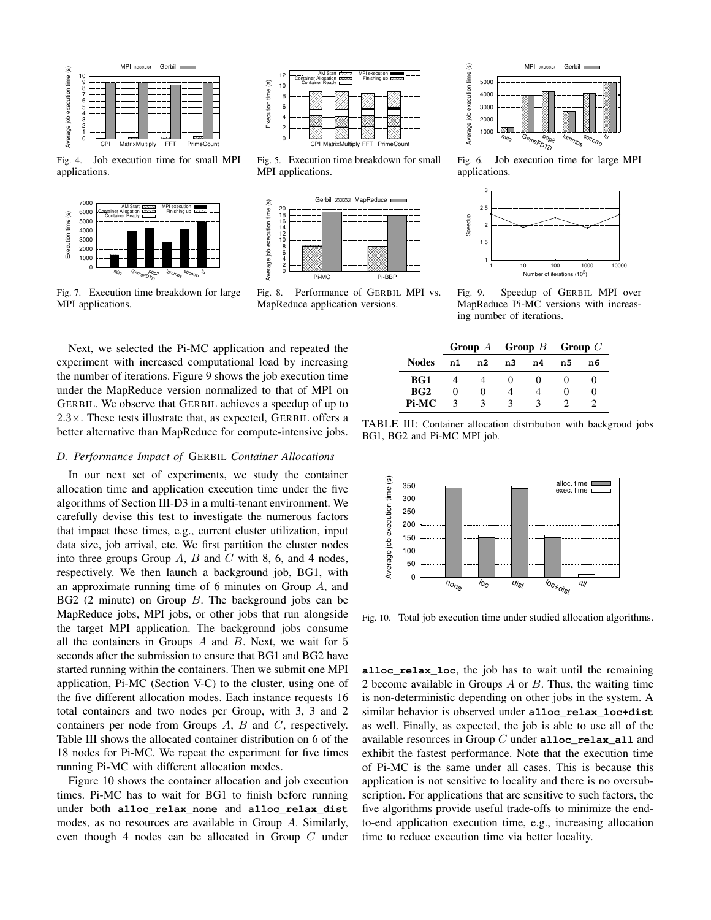Fig. 4. Job execution time for small MPI applications.

Fig. 5. Execution time breakdown for small MPI applications.

Fig. 6. Job execution time for large MPI applications.

Fig. 7. Execution time breakdown for large MPI applications.

Fig. 8. Performance of GERBIL MPI vs. MapReduce application versions.

Fig. 9. Speedup of GERBIL MPI over MapReduce Pi-MC versions with increasing number of iterations.

Next, we selected the Pi-MC application and repeated the experiment with increased computational load by increasing the number of iterations. Figure 9 shows the job execution time under the MapReduce version normalized to that of MPI on GERBIL. We observe that GERBIL achieves a speedup of up to $2.3\times$. These tests illustrate that, as expected, GERBIL offers a better alternative than MapReduce for compute-intensive jobs.

### D. Performance Impact of GERBIL Container Allocations

In our next set of experiments, we study the container allocation time and application execution time under the five algorithms of Section III-D3 in a multi-tenant environment. We carefully devise this test to investigate the numerous factors that impact these times, e.g., current cluster utilization, input data size, job arrival, etc. We first partition the cluster nodes into three groups Group $A$, $B$ and $C$ with 8, 6, and 4 nodes, respectively. We then launch a background job, BG1, with an approximate running time of 6 minutes on Group $A$, and BG2 (2 minute) on Group $B$. The background jobs can be MapReduce jobs, MPI jobs, or other jobs that run alongside the target MPI application. The background jobs consume all the containers in Groups $A$ and $B$. Next, we wait for 5 seconds after the submission to ensure that BG1 and BG2 have started running within the containers. Then we submit one MPI application, Pi-MC (Section V-C) to the cluster, using one of the five different allocation modes. Each instance requests 16 total containers and two nodes per Group, with 3, 3 and 2 containers per node from Groups $A$, $B$ and $C$, respectively. Table III shows the allocated container distribution on 6 of the 18 nodes for Pi-MC. We repeat the experiment for five times running Pi-MC with different allocation modes.

Figure 10 shows the container allocation and job execution times. Pi-MC has to wait for BG1 to finish before running under both **alloc_relax_none** and **alloc_relax_dist** modes, as no resources are available in Group $A$. Similarly, even though 4 nodes can be allocated in Group $C$ under **alloc_relax_loc**, the job has to wait until the remaining 2 become available in Groups $A$ or $B$. Thus, the waiting time is non-deterministic depending on other jobs in the system. A similar behavior is observed under **alloc_relax_loc+dist** as well. Finally, as expected, the job is able to use all of the available resources in Group $C$ under **alloc_relax_all** and exhibit the fastest performance. Note that the execution time of Pi-MC is the same under all cases. This is because this application is not sensitive to locality and there is no oversubscription. For applications that are sensitive to such factors, the five algorithms provide useful trade-offs to minimize the end-to-end application execution time, e.g., increasing allocation time to reduce execution time via better locality.

| | **Group** $A$ | | **Group** $B$ | | **Group** $C$ | |
|---|---|---|---|---|---|---|
| **Nodes** | n1 | n2 | n3 | n4 | n5 | n6 |
| **BG1** | 4 | 4 | 0 | 0 | 0 | 0 |
| **BG2** | 0 | 0 | 4 | 4 | 0 | 0 |
| **Pi-MC** | 3 | 3 | 3 | 3 | 2 | 2 |

TABLE III: Container allocation distribution with backgroud jobs BG1, BG2 and Pi-MC MPI job.

Fig. 10. Total job execution time under studied allocation algorithms.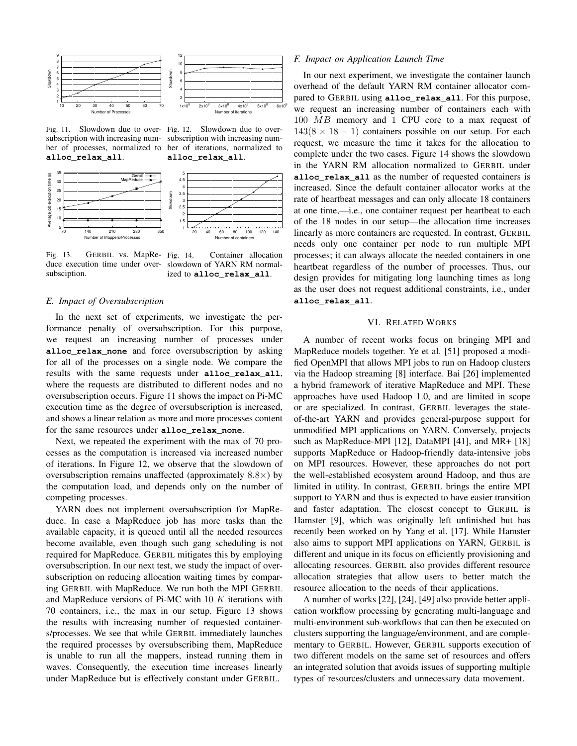Fig. 11. Slowdown due to oversubscription with increasing number of processes, normalized to **alloc_relax_all**.

Fig. 12. Slowdown due to oversubscription with increasing number of iterations, normalized to **alloc_relax_all**.

Fig. 13. GERBIL vs. MapReduce execution time under oversubsciption.

Fig. 14. Container allocation slowdown of YARN RM normalized to **alloc_relax_all**.

### E. Impact of Oversubscription

In the next set of experiments, we investigate the performance penalty of oversubscription. For this purpose, we request an increasing number of processes under **alloc_relax_none** and force oversubscription by asking for all of the processes on a single node. We compare the results with the same requests under **alloc_relax_all**, where the requests are distributed to different nodes and no oversubscription occurs. Figure 11 shows the impact on Pi-MC execution time as the degree of oversubscription is increased, and shows a linear relation as more and more processes content for the same resources under **alloc_relax_none**.

Next, we repeated the experiment with the max of 70 processes as the computation is increased via increased number of iterations. In Figure 12, we observe that the slowdown of oversubscription remains unaffected (approximately $8.8\times$) by the computation load, and depends only on the number of competing processes.

YARN does not implement oversubscription for MapReduce. In case a MapReduce job has more tasks than the available capacity, it is queued until all the needed resources become available, even though such gang scheduling is not required for MapReduce. GERBIL mitigates this by employing oversubscription. In our next test, we study the impact of oversubscription on reducing allocation waiting times by comparing GERBIL with MapReduce. We run both the MPI GERBIL and MapReduce versions of Pi-MC with $10\ K$ iterations with 70 containers, i.e., the max in our setup. Figure 13 shows the results with increasing number of requested containers/processes. We see that while GERBIL immediately launches the required processes by oversubscribing them, MapReduce is unable to run all the mappers, instead running them in waves. Consequently, the execution time increases linearly under MapReduce but is effectively constant under GERBIL.

### F. Impact on Application Launch Time

In our next experiment, we investigate the container launch overhead of the default YARN RM container allocator compared to GERBIL using **alloc_relax_all**. For this purpose, we request an increasing number of containers each with $100\ MB$ memory and 1 CPU core to a max request of $143(8 \times 18 - 1)$ containers possible on our setup. For each request, we measure the time it takes for the allocation to complete under the two cases. Figure 14 shows the slowdown in the YARN RM allocation normalized to GERBIL under **alloc_relax_all** as the number of requested containers is increased. Since the default container allocator works at the rate of heartbeat messages and can only allocate 18 containers at one time,—i.e., one container request per heartbeat to each of the 18 nodes in our setup—the allocation time increases linearly as more containers are requested. In contrast, GERBIL needs only one container per node to run multiple MPI processes; it can always allocate the needed containers in one heartbeat regardless of the number of processes. Thus, our design provides for mitigating long launching times as long as the user does not request additional constraints, i.e., under **alloc_relax_all**.

## VI. Related Works

A number of recent works focus on bringing MPI and MapReduce models together. Ye et al. [51] proposed a modified OpenMPI that allows MPI jobs to run on Hadoop clusters via the Hadoop streaming [8] interface. Bai [26] implemented a hybrid framework of iterative MapReduce and MPI. These approaches have used Hadoop 1.0, and are limited in scope or are specialized. In contrast, GERBIL leverages the state-of-the-art YARN and provides general-purpose support for unmodified MPI applications on YARN. Conversely, projects such as MapReduce-MPI [12], DataMPI [41], and MR+ [18] supports MapReduce or Hadoop-friendly data-intensive jobs on MPI resources. However, these approaches do not port the well-established ecosystem around Hadoop, and thus are limited in utility. In contrast, GERBIL brings the entire MPI support to YARN and thus is expected to have easier transition and faster adaptation. The closest concept to GERBIL is Hamster [9], which was originally left unfinished but has recently been worked on by Yang et al. [17]. While Hamster also aims to support MPI applications on YARN, GERBIL is different and unique in its focus on efficiently provisioning and allocating resources. GERBIL also provides different resource allocation strategies that allow users to better match the resource allocation to the needs of their applications.

A number of works [22], [24], [49] also provide better application workflow processing by generating multi-language and multi-environment sub-workflows that can then be executed on clusters supporting the language/environment, and are complementary to GERBIL. However, GERBIL supports execution of two different models on the same set of resources and offers an integrated solution that avoids issues of supporting multiple types of resources/clusters and unnecessary data movement.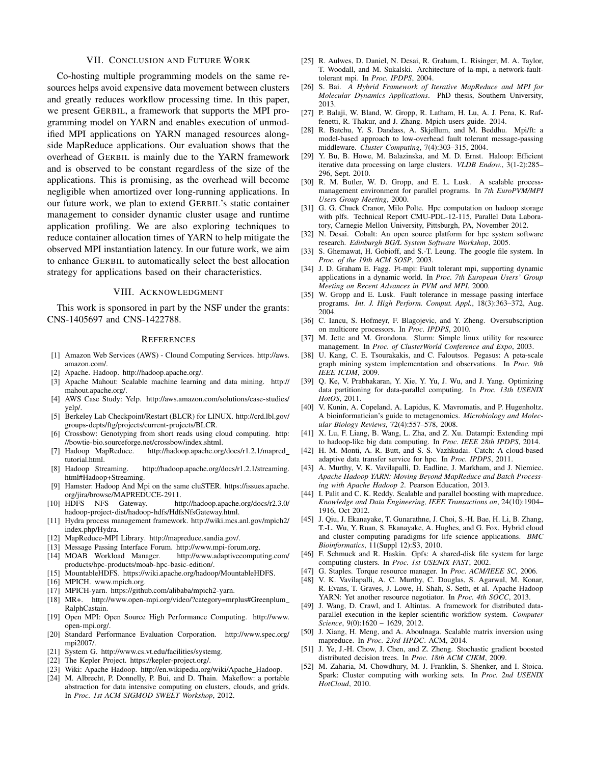## VII. Conclusion and Future Work

Co-hosting multiple programming models on the same resources helps avoid expensive data movement between clusters and greatly reduces workflow processing time. In this paper, we present GERBIL, a framework that supports the MPI programming model on YARN and enables execution of unmodified MPI applications on YARN managed resources alongside MapReduce applications. Our evaluation shows that the overhead of GERBIL is mainly due to the YARN framework and is observed to be constant regardless of the size of the applications. This is promising, as the overhead will become negligible when amortized over long-running applications. In our future work, we plan to extend GERBIL's static container management to consider dynamic cluster usage and runtime application profiling. We are also exploring techniques to reduce container allocation times of YARN to help mitigate the observed MPI instantiation latency. In our future work, we aim to enhance GERBIL to automatically select the best allocation strategy for applications based on their characteristics.

## VIII. Acknowledgment

This work is sponsored in part by the NSF under the grants: CNS-1405697 and CNS-1422788.

## References

[1] Amazon Web Services (AWS) - Clound Computing Services. http://aws.amazon.com/.

[2] Apache. Hadoop. http://hadoop.apache.org/.

[3] Apache Mahout: Scalable machine learning and data mining. http://mahout.apache.org/.

[4] AWS Case Study: Yelp. http://aws.amazon.com/solutions/case-studies/yelp/.

[5] Berkeley Lab Checkpoint/Restart (BLCR) for LINUX. http://crd.lbl.gov/groups-depts/ftg/projects/current-projects/BLCR.

[6] Crossbow: Genotyping from short reads using cloud computing. http://bowtie-bio.sourceforge.net/crossbow/index.shtml.

[7] Hadoop MapReduce. http://hadoop.apache.org/docs/r1.2.1/mapred_tutorial.html.

[8] Hadoop Streaming. http://hadoop.apache.org/docs/r1.2.1/streaming.html#Hadoop+Streaming.

[9] Hamster: Hadoop And Mpi on the same cluSTER. https://issues.apache.org/jira/browse/MAPREDUCE-2911.

[10] HDFS NFS Gateway. http://hadoop.apache.org/docs/r2.3.0/hadoop-project-dist/hadoop-hdfs/HdfsNfsGateway.html.

[11] Hydra process management framework. http://wiki.mcs.anl.gov/mpich2/index.php/Hydra.

[12] MapReduce-MPI Library. http://mapreduce.sandia.gov/.

[13] Message Passing Interface Forum. http://www.mpi-forum.org.

[14] MOAB Workload Manager. http://www.adaptivecomputing.com/products/hpc-products/moab-hpc-basic-edition/.

[15] MountableHDFS. https://wiki.apache.org/hadoop/MountableHDFS.

[16] MPICH. www.mpich.org.

[17] MPICH-yarn. https://github.com/alibaba/mpich2-yarn.

[18] MR+. http://www.open-mpi.org/video/?category=mrplus#Greenplum_RalphCastain.

[19] Open MPI: Open Source High Performance Computing. http://www.open-mpi.org/.

[20] Standard Performance Evaluation Corporation. http://www.spec.org/mpi2007/.

[21] System G. http://www.cs.vt.edu/facilities/systemg.

[22] The Kepler Project. https://kepler-project.org/.

[23] Wiki: Apache Hadoop. http://en.wikipedia.org/wiki/Apache_Hadoop.

[24] M. Albrecht, P. Donnelly, P. Bui, and D. Thain. Makeflow: a portable abstraction for data intensive computing on clusters, clouds, and grids. In *Proc. 1st ACM SIGMOD SWEET Workshop*, 2012.

[25] R. Aulwes, D. Daniel, N. Desai, R. Graham, L. Risinger, M. A. Taylor, T. Woodall, and M. Sukalski. Architecture of la-mpi, a network-fault-tolerant mpi. In *Proc. IPDPS*, 2004.

[26] S. Bai. *A Hybrid Framework of Iterative MapReduce and MPI for Molecular Dynamics Applications*. PhD thesis, Southern University, 2013.

[27] P. Balaji, W. Bland, W. Gropp, R. Latham, H. Lu, A. J. Pena, K. Raffenetti, R. Thakur, and J. Zhang. Mpich users guide. 2014.

[28] R. Batchu, Y. S. Dandass, A. Skjellum, and M. Beddhu. Mpi/ft: a model-based approach to low-overhead fault tolerant message-passing middleware. *Cluster Computing*, 7(4):303–315, 2004.

[29] Y. Bu, B. Howe, M. Balazinska, and M. D. Ernst. Haloop: Efficient iterative data processing on large clusters. *VLDB Endow.*, 3(1-2):285–296, Sept. 2010.

[30] R. M. Butler, W. D. Gropp, and E. L. Lusk. A scalable process-management environment for parallel programs. In *7th EuroPVM/MPI Users Group Meeting*, 2000.

[31] G. G. Chuck Cranor, Milo Polte. Hpc computation on hadoop storage with plfs. Technical Report CMU-PDL-12-115, Parallel Data Laboratory, Carnegie Mellon University, Pittsburgh, PA, November 2012.

[32] N. Desai. Cobalt: An open source platform for hpc system software research. *Edinburgh BG/L System Software Workshop*, 2005.

[33] S. Ghemawat, H. Gobioff, and S.-T. Leung. The google file system. In *Proc. of the 19th ACM SOSP*, 2003.

[34] J. D. Graham E. Fagg. Ft-mpi: Fault tolerant mpi, supporting dynamic applications in a dynamic world. In *Proc. 7th European Users' Group Meeting on Recent Advances in PVM and MPI*, 2000.

[35] W. Gropp and E. Lusk. Fault tolerance in message passing interface programs. *Int. J. High Perform. Comput. Appl.*, 18(3):363–372, Aug. 2004.

[36] C. Iancu, S. Hofmeyr, F. Blagojevic, and Y. Zheng. Oversubscription on multicore processors. In *Proc. IPDPS*, 2010.

[37] M. Jette and M. Grondona. Slurm: Simple linux utility for resource management. In *Proc. of ClusterWorld Conference and Expo*, 2003.

[38] U. Kang, C. E. Tsourakakis, and C. Faloutsos. Pegasus: A peta-scale graph mining system implementation and observations. In *Proc. 9th IEEE ICDM*, 2009.

[39] Q. Ke, V. Prabhakaran, Y. Xie, Y. Yu, J. Wu, and J. Yang. Optimizing data partitioning for data-parallel computing. In *Proc. 13th USENIX HotOS*, 2011.

[40] V. Kunin, A. Copeland, A. Lapidus, K. Mavromatis, and P. Hugenholtz. A bioinformatician's guide to metagenomics. *Microbiology and Molecular Biology Reviews*, 72(4):557–578, 2008.

[41] X. Lu, F. Liang, B. Wang, L. Zha, and Z. Xu. Datampi: Extending mpi to hadoop-like big data computing. In *Proc. IEEE 28th IPDPS*, 2014.

[42] H. M. Monti, A. R. Butt, and S. S. Vazhkudai. Catch: A cloud-based adaptive data transfer service for hpc. In *Proc. IPDPS*, 2011.

[43] A. Murthy, V. K. Vavilapalli, D. Eadline, J. Markham, and J. Niemiec. *Apache Hadoop YARN: Moving Beyond MapReduce and Batch Processing with Apache Hadoop 2*. Pearson Education, 2013.

[44] I. Palit and C. K. Reddy. Scalable and parallel boosting with mapreduce. *Knowledge and Data Engineering, IEEE Transactions on*, 24(10):1904–1916, Oct 2012.

[45] J. Qiu, J. Ekanayake, T. Gunarathne, J. Choi, S.-H. Bae, H. Li, B. Zhang, T.-L. Wu, Y. Ruan, S. Ekanayake, A. Hughes, and G. Fox. Hybrid cloud and cluster computing paradigms for life science applications. *BMC Bioinformatics*, 11(Suppl 12):S3, 2010.

[46] F. Schmuck and R. Haskin. Gpfs: A shared-disk file system for large computing clusters. In *Proc. 1st USENIX FAST*, 2002.

[47] G. Staples. Torque resource manager. In *Proc. ACM/IEEE SC*, 2006.

[48] V. K. Vavilapalli, A. C. Murthy, C. Douglas, S. Agarwal, M. Konar, R. Evans, T. Graves, J. Lowe, H. Shah, S. Seth, et al. Apache Hadoop YARN: Yet another resource negotiator. In *Proc. 4th SOCC*, 2013.

[49] J. Wang, D. Crawl, and I. Altintas. A framework for distributed data-parallel execution in the kepler scientific workflow system. *Computer Science*, 9(0):1620 – 1629, 2012.

[50] J. Xiang, H. Meng, and A. Aboulnaga. Scalable matrix inversion using mapreduce. In *Proc. 23rd HPDC*. ACM, 2014.

[51] J. Ye, J.-H. Chow, J. Chen, and Z. Zheng. Stochastic gradient boosted distributed decision trees. In *Proc. 18th ACM CIKM*, 2009.

[52] M. Zaharia, M. Chowdhury, M. J. Franklin, S. Shenker, and I. Stoica. Spark: Cluster computing with working sets. In *Proc. 2nd USENIX HotCloud*, 2010.